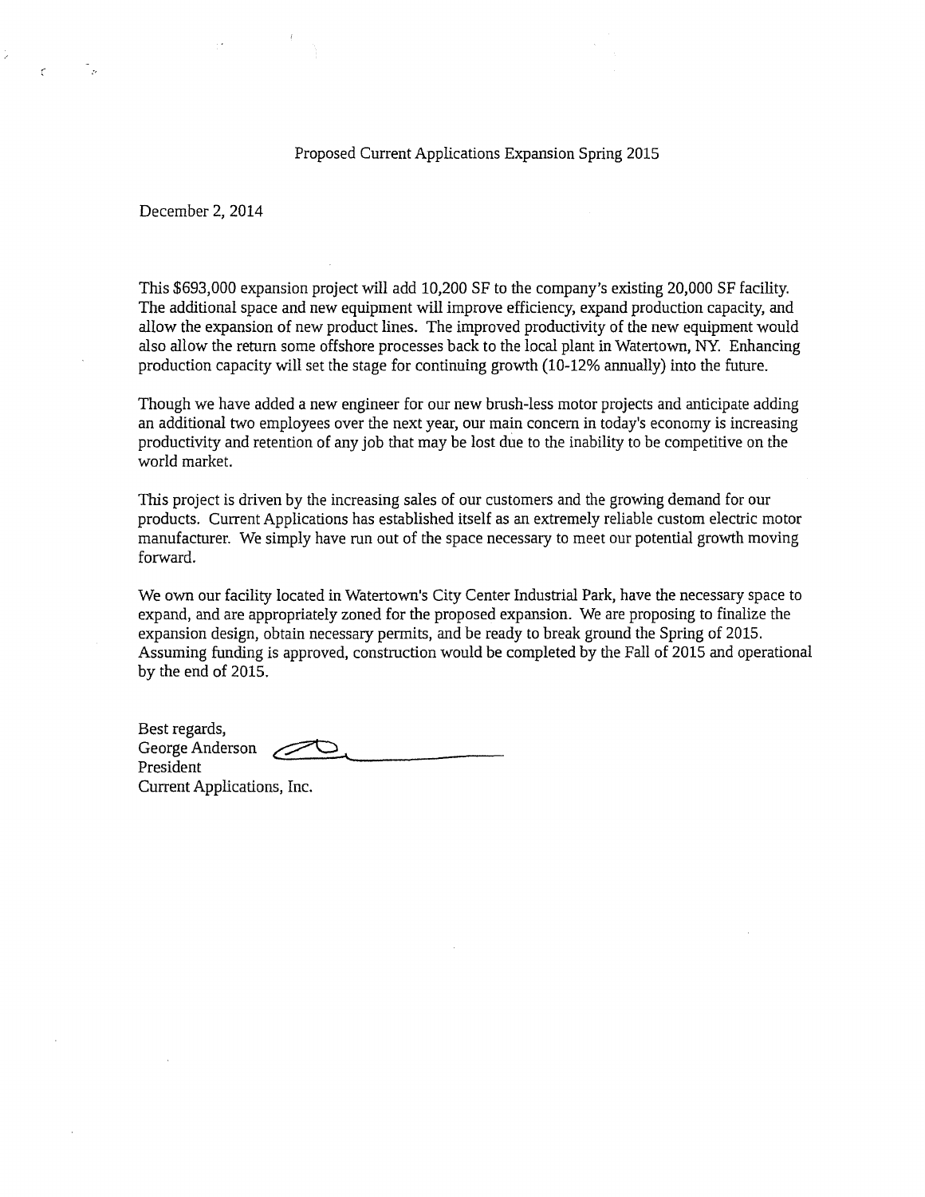Proposed Current Applications Expansion Spring 2015

December 2, 2014

This $693,000 expansion project will add 10,200 SF to the company's existing 20,000 SF facility. The additional space and new equipment will improve efficiency, expand production capacity, and allow the expansion of new product lines. The improved productivity of the new equipment would also allow the return some offshore processes back to the local plant in Watertown, NY. Enhancing production capacity will set the stage for continuing growth (10-12% annually) into the future.

Though we have added a new engineer for our new brush-less motor projects and anticipate adding an additional two employees over the next year, our main concern in today's economy is increasing productivity and retention of any job that may be lost due to the inability to be competitive on the world market.

This project is driven by the increasing sales of our customers and the growing demand for our products. Current Applications has established itself as an extremely reliable custom electric motor manufacturer. We simply have run out of the space necessary to meet our potential growth moving forward.

We own our facility located in Watertown's City Center Industrial Park, have the necessary space to expand, and are appropriately zoned for the proposed expansion. We are proposing to finalize the expansion design, obtain necessary permits, and be ready to break ground the Spring of 2015. Assuming funding is approved, construction would be completed by the Fall of 2015 and operational by the end of 2015.

Best regards,
George Anderson
President
Current Applications, Inc.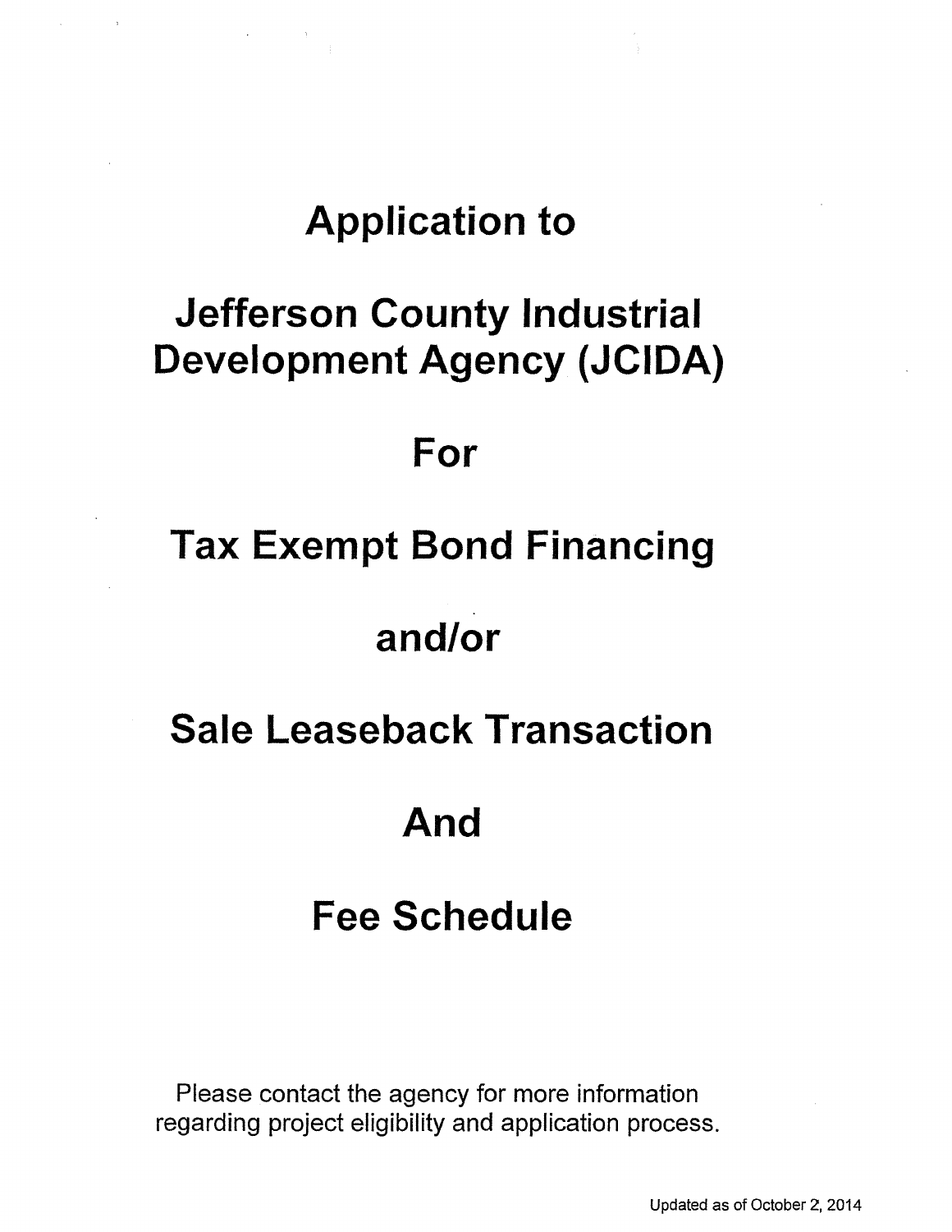# Application to

# Jefferson County Industrial Development Agency (JCIDA)

# For

# Tax Exempt Bond Financing

# and/or

# Sale Leaseback Transaction

# And

# Fee Schedule

Please contact the agency for more information regarding project eligibility and application process.

Updated as of October 2, 2014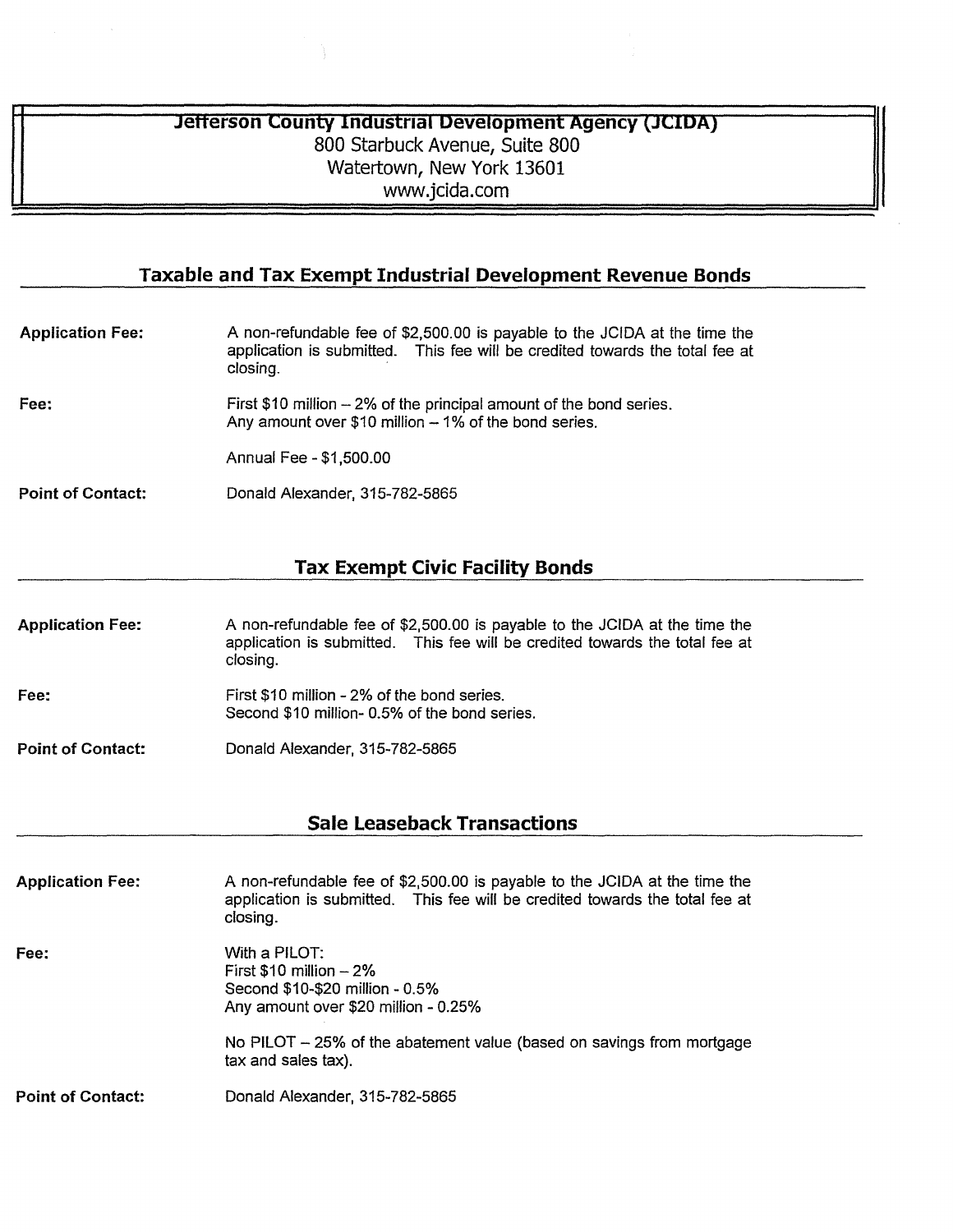**Jefferson County Industrial Development Agency (JCIDA)**
800 Starbuck Avenue, Suite 800
Watertown, New York 13601
www.jcida.com

## Taxable and Tax Exempt Industrial Development Revenue Bonds

**Application Fee:** A non-refundable fee of $2,500.00 is payable to the JCIDA at the time the application is submitted. This fee will be credited towards the total fee at closing.

**Fee:** First $10 million – 2% of the principal amount of the bond series.
Any amount over $10 million – 1% of the bond series.

Annual Fee - $1,500.00

**Point of Contact:** Donald Alexander, 315-782-5865

## Tax Exempt Civic Facility Bonds

**Application Fee:** A non-refundable fee of $2,500.00 is payable to the JCIDA at the time the application is submitted. This fee will be credited towards the total fee at closing.

**Fee:** First $10 million - 2% of the bond series.
Second $10 million- 0.5% of the bond series.

**Point of Contact:** Donald Alexander, 315-782-5865

## Sale Leaseback Transactions

**Application Fee:** A non-refundable fee of $2,500.00 is payable to the JCIDA at the time the application is submitted. This fee will be credited towards the total fee at closing.

**Fee:** With a PILOT:
First $10 million – 2%
Second $10-$20 million - 0.5%
Any amount over $20 million - 0.25%

No PILOT – 25% of the abatement value (based on savings from mortgage tax and sales tax).

**Point of Contact:** Donald Alexander, 315-782-5865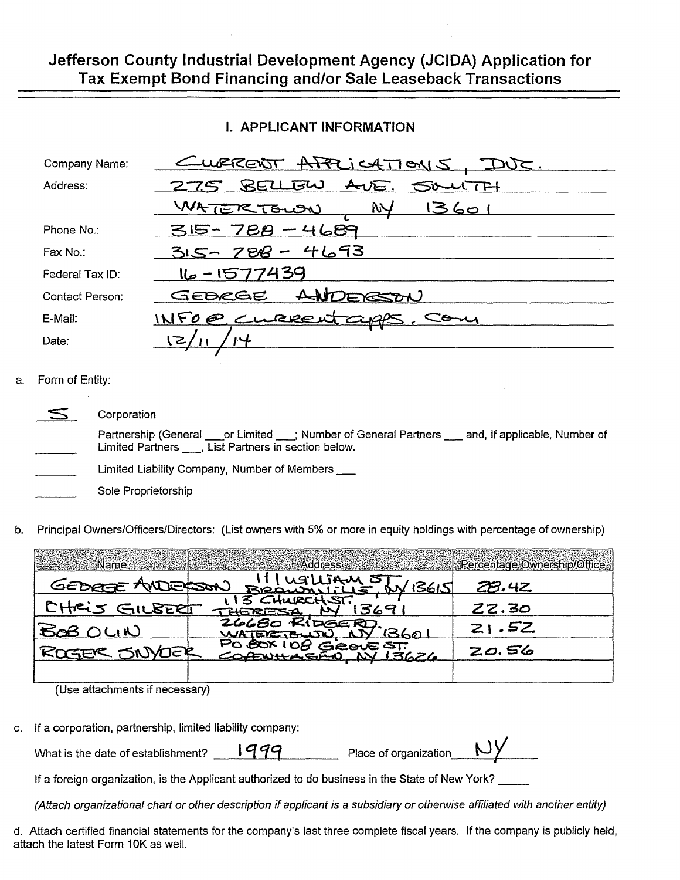# Jefferson County Industrial Development Agency (JCIDA) Application for Tax Exempt Bond Financing and/or Sale Leaseback Transactions

## I. APPLICANT INFORMATION

| | |
|---|---|
| Company Name: | CURRENT APPLICATIONS, INC. |
| Address: | 275 BELLEW AVE. SOUTH |
| | WATERTOWN, NY 13601 |
| Phone No.: | 315-788-4689 |
| Fax No.: | 315-788-4693 |
| Federal Tax ID: | 16-1577439 |
| Contact Person: | GEORGE ANDERSON |
| E-Mail: | INFO@CURRENTAPPS.COM |
| Date: | 12/11/14 |

a. Form of Entity:

S Corporation

\_\_\_\_\_ Partnership (General \_\_\_or Limited \_\_\_; Number of General Partners \_\_\_ and, if applicable, Number of Limited Partners \_\_\_, List Partners in section below.

\_\_\_\_\_ Limited Liability Company, Number of Members \_\_\_

\_\_\_\_\_ Sole Proprietorship

b. Principal Owners/Officers/Directors: (List owners with 5% or more in equity holdings with percentage of ownership)

| Name | Address | Percentage Ownership/Office |
|---|---|---|
| GEORGE ANDERSON | 111 WILLIAM ST, BROWNVILLE, NY 13615 | 28.42 |
| CHRIS GILBERT | 113 CHURCH ST. THERESA, NY 13691 | 22.30 |
| BOB OLIN | 26680 RIDGE RD. WATERTOWN, NY 13601 | 21.52 |
| ROGER SNYDER | PO BOX 108 GROVE ST. COPENHAGEN, NY 13626 | 20.56 |
| | | |

(Use attachments if necessary)

c. If a corporation, partnership, limited liability company:

What is the date of establishment? 1999 Place of organization NY

If a foreign organization, is the Applicant authorized to do business in the State of New York? \_\_\_\_\_

*(Attach organizational chart or other description if applicant is a subsidiary or otherwise affiliated with another entity)*

d. Attach certified financial statements for the company's last three complete fiscal years. If the company is publicly held, attach the latest Form 10K as well.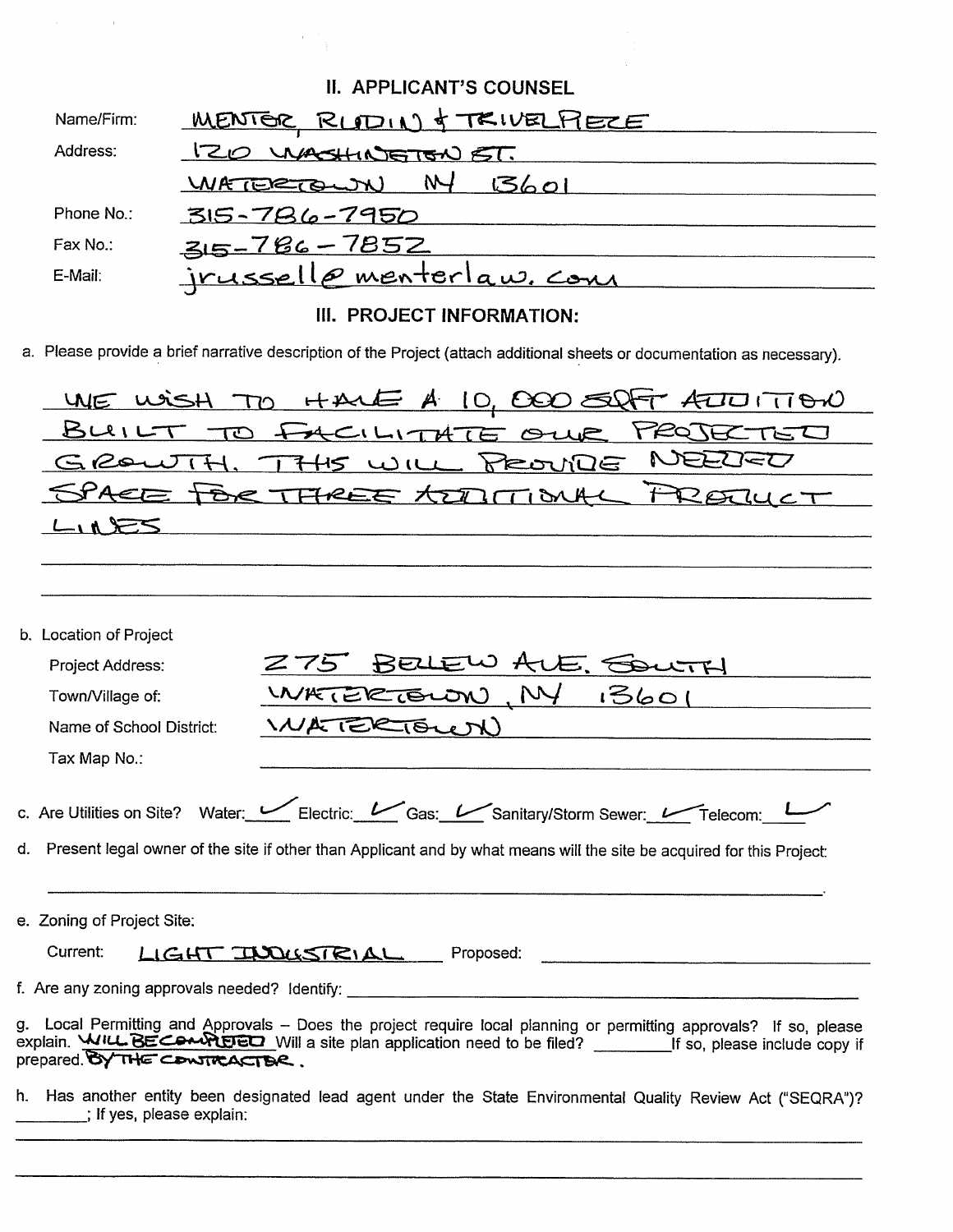## II. APPLICANT'S COUNSEL

Name/Firm: MENTER, RUDIN & TRIVELPIECE

Address: 120 WASHINGTON ST.
WATERTOWN NY 13601

Phone No.: 315-786-7950

Fax No.: 315-786-7852

E-Mail: jrussell@menterlaw.com

## III. PROJECT INFORMATION:

a. Please provide a brief narrative description of the Project (attach additional sheets or documentation as necessary).

WE WISH TO HAVE A 10,000 SQFT ADDITION BUILT TO FACILITATE OUR PROJECTED GROWTH. THIS WILL PROVIDE NEEDED SPACE FOR THREE ADDITIONAL PRODUCT LINES

b. Location of Project

Project Address: 275 BELLEW AVE. SOUTH

Town/Village of: WATERTOWN, NY 13601

Name of School District: WATERTOWN

Tax Map No.:

c. Are Utilities on Site? Water: ✓ Electric: ✓ Gas: ✓ Sanitary/Storm Sewer: ✓ Telecom: ✓

d. Present legal owner of the site if other than Applicant and by what means will the site be acquired for this Project:

e. Zoning of Project Site:

Current: LIGHT INDUSTRIAL Proposed:

f. Are any zoning approvals needed? Identify:

g. Local Permitting and Approvals – Does the project require local planning or permitting approvals? If so, please explain. WILL BE COMPLETED Will a site plan application need to be filed? ________ If so, please include copy if prepared. BY THE CONTRACTOR.

h. Has another entity been designated lead agent under the State Environmental Quality Review Act ("SEQRA")? ________; If yes, please explain: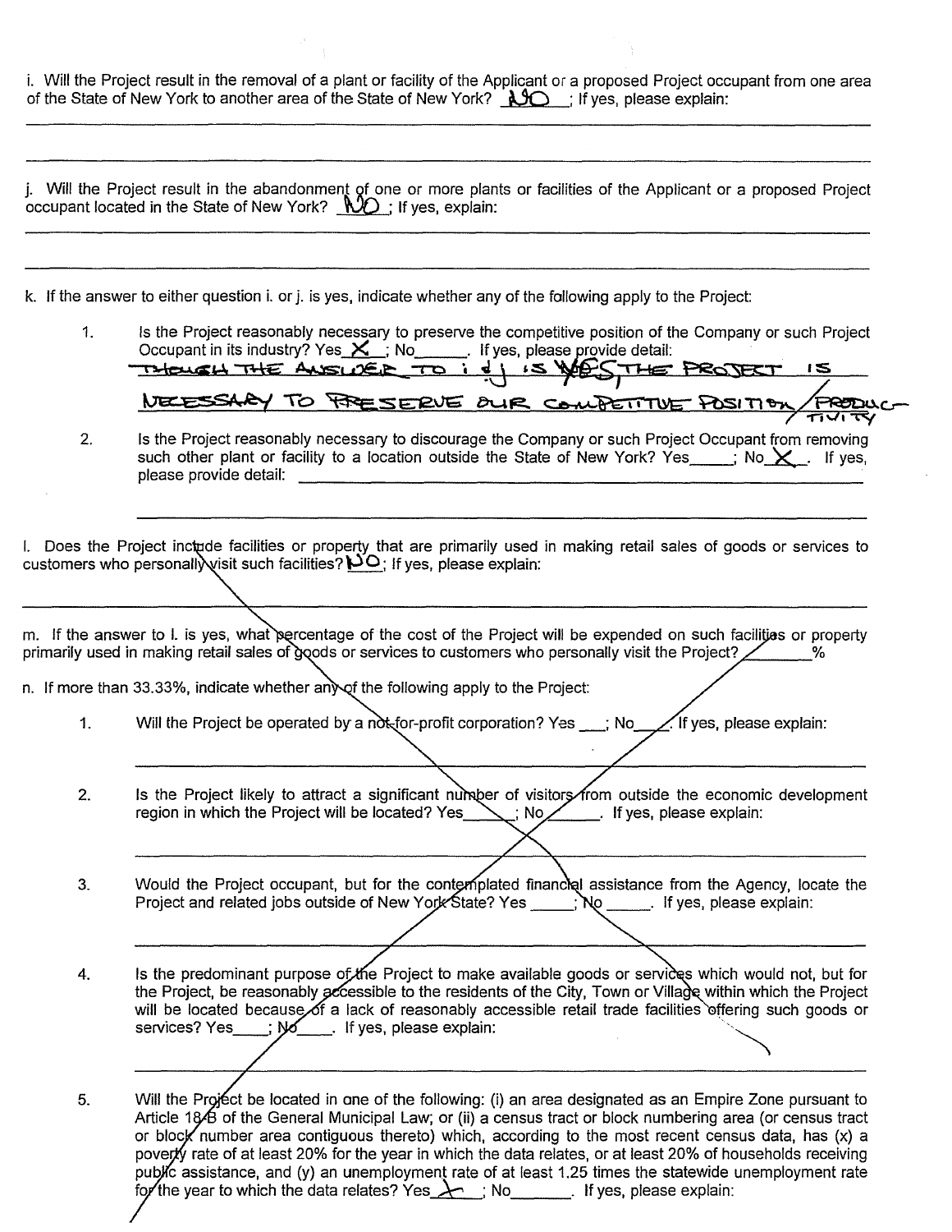i. Will the Project result in the removal of a plant or facility of the Applicant or a proposed Project occupant from one area of the State of New York to another area of the State of New York? NO ; If yes, please explain:

j. Will the Project result in the abandonment of one or more plants or facilities of the Applicant or a proposed Project occupant located in the State of New York? NO ; If yes, explain:

k. If the answer to either question i. or j. is yes, indicate whether any of the following apply to the Project:

1. Is the Project reasonably necessary to preserve the competitive position of the Company or such Project Occupant in its industry? Yes X ; No\_\_\_\_\_. If yes, please provide detail: THOUGH THE ANSWER TO i & j IS NO, THE PROJECT IS NECESSARY TO PRESERVE OUR COMPETITIVE POSITION / PRODUCTIVITY

2. Is the Project reasonably necessary to discourage the Company or such Project Occupant from removing such other plant or facility to a location outside the State of New York? Yes\_\_\_\_\_; No X . If yes, please provide detail:

l. Does the Project include facilities or property that are primarily used in making retail sales of goods or services to customers who personally visit such facilities? NO ; If yes, please explain:

m. If the answer to l. is yes, what percentage of the cost of the Project will be expended on such facilities or property primarily used in making retail sales of goods or services to customers who personally visit the Project? \_\_\_\_\_\_%

n. If more than 33.33%, indicate whether any of the following apply to the Project:

1. Will the Project be operated by a not-for-profit corporation? Yes \_\_\_; No\_\_\_\_. If yes, please explain:

2. Is the Project likely to attract a significant number of visitors from outside the economic development region in which the Project will be located? Yes\_\_\_\_\_; No\_\_\_\_\_. If yes, please explain:

3. Would the Project occupant, but for the contemplated financial assistance from the Agency, locate the Project and related jobs outside of New York State? Yes \_\_\_\_\_; No \_\_\_\_\_. If yes, please explain:

4. Is the predominant purpose of the Project to make available goods or services which would not, but for the Project, be reasonably accessible to the residents of the City, Town or Village within which the Project will be located because of a lack of reasonably accessible retail trade facilities offering such goods or services? Yes\_\_\_\_; No\_\_\_\_. If yes, please explain:

5. Will the Project be located in one of the following: (i) an area designated as an Empire Zone pursuant to Article 18-B of the General Municipal Law; or (ii) a census tract or block numbering area (or census tract or block number area contiguous thereto) which, according to the most recent census data, has (x) a poverty rate of at least 20% for the year in which the data relates, or at least 20% of households receiving public assistance, and (y) an unemployment rate of at least 1.25 times the statewide unemployment rate for the year to which the data relates? Yes X ; No\_\_\_\_\_\_. If yes, please explain: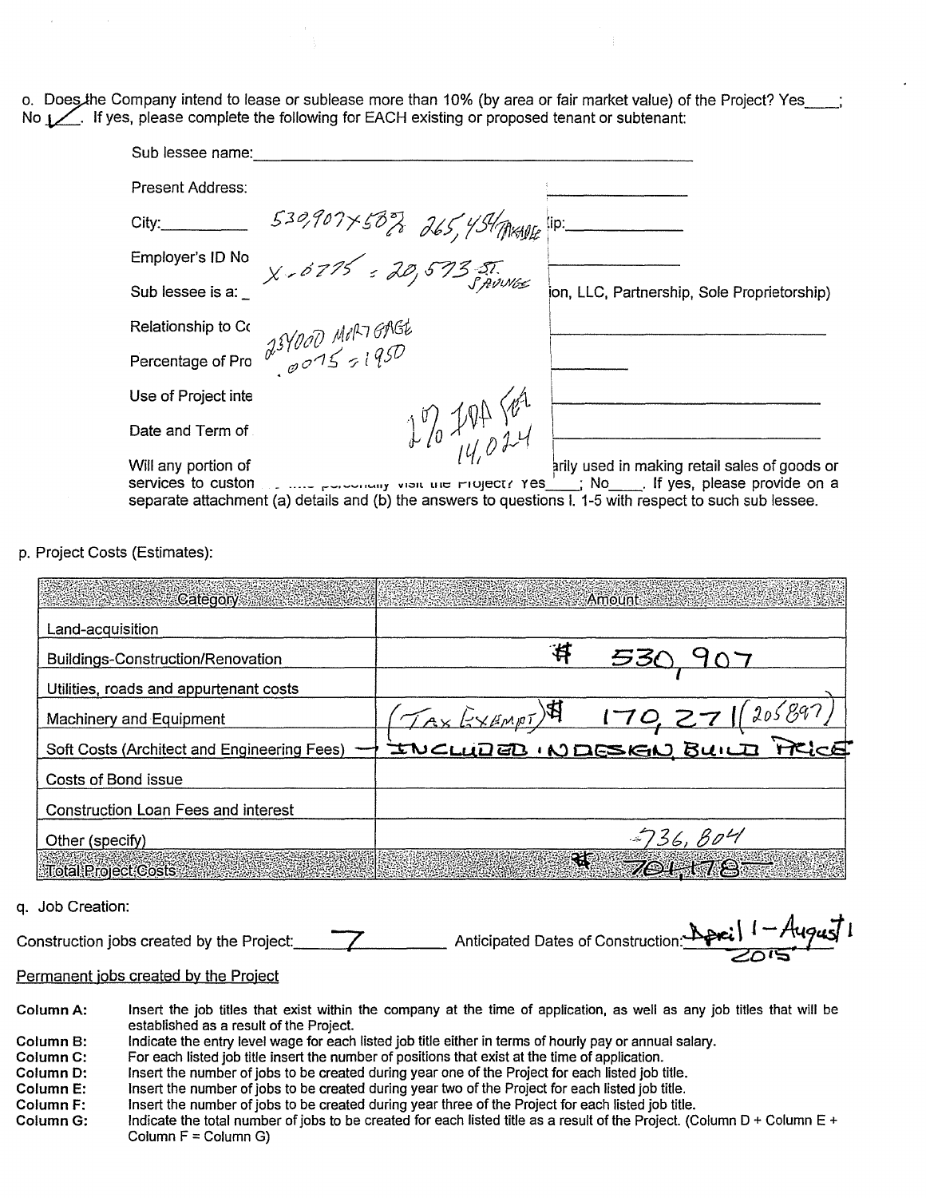o. Does the Company intend to lease or sublease more than 10% (by area or fair market value) of the Project? Yes____; No ✓. If yes, please complete the following for EACH existing or proposed tenant or subtenant:

Sub lessee name:______________________________

Present Address: ______________________________

City:__________ 530,907 x 50% 265,454 TAXABLE Zip:__________

Employer's ID No X .0775 = 20,573 ST. SAVINGS ______________

Sub lessee is a: _ ion, LLC, Partnership, Sole Proprietorship)

Relationship to Co 2,5YOOO MORTGAGE ______________________________

Percentage of Pro .0075 = 1950 __________

Use of Project inte ______________________________

Date and Term of 1% IDA FEE 14,024 ______________________________

Will any portion of ... arily used in making retail sales of goods or services to custon... personally visit the Project? Yes____; No____. If yes, please provide on a separate attachment (a) details and (b) the answers to questions I. 1-5 with respect to such sub lessee.

p. Project Costs (Estimates):

| Category | Amount |
|---|---|
| Land-acquisition | |
| Buildings-Construction/Renovation | $ 530,907 |
| Utilities, roads and appurtenant costs | |
| Machinery and Equipment | (TAX EXEMPT) $ 170,271 (205897) |
| Soft Costs (Architect and Engineering Fees) | → INCLUDED IN DESIGN BUILD PRICE |
| Costs of Bond issue | |
| Construction Loan Fees and interest | |
| Other (specify) | 736,804 |
| Total Project Costs | ~~$ 701,178~~ |

q. Job Creation:

Construction jobs created by the Project: 7 Anticipated Dates of Construction: April 1 – August 1 2015

Permanent jobs created by the Project

**Column A:** Insert the job titles that exist within the company at the time of application, as well as any job titles that will be established as a result of the Project.

**Column B:** Indicate the entry level wage for each listed job title either in terms of hourly pay or annual salary.

**Column C:** For each listed job title insert the number of positions that exist at the time of application.

**Column D:** Insert the number of jobs to be created during year one of the Project for each listed job title.

**Column E:** Insert the number of jobs to be created during year two of the Project for each listed job title.

**Column F:** Insert the number of jobs to be created during year three of the Project for each listed job title.

**Column G:** Indicate the total number of jobs to be created for each listed title as a result of the Project. (Column D + Column E + Column F = Column G)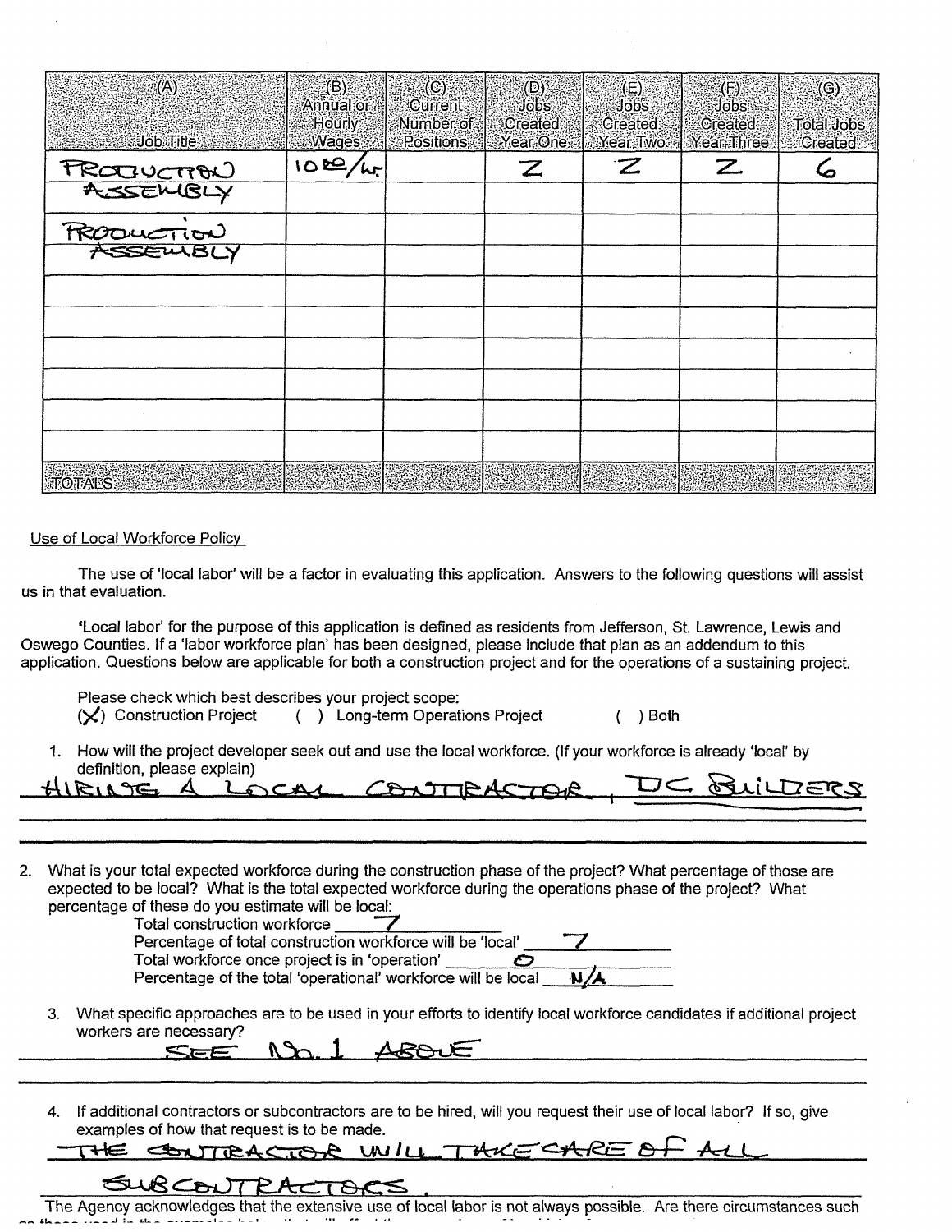| (A) Job Title | (B) Annual or Hourly Wages | (C) Current Number of Positions | (D) Jobs Created Year One | (E) Jobs Created Year Two | (F) Jobs Created Year Three | (G) Total Jobs Created |
|---|---|---|---|---|---|---|
| PRODUCTION ASSEMBLY | 10.00/hr. | | 2 | 2 | 2 | 6 |
| PRODUCTION ASSEMBLY | | | | | | |
| | | | | | | |
| | | | | | | |
| | | | | | | |
| | | | | | | |
| | | | | | | |
| | | | | | | |
| TOTALS | | | | | | |

Use of Local Workforce Policy

The use of 'local labor' will be a factor in evaluating this application. Answers to the following questions will assist us in that evaluation.

'Local labor' for the purpose of this application is defined as residents from Jefferson, St. Lawrence, Lewis and Oswego Counties. If a 'labor workforce plan' has been designed, please include that plan as an addendum to this application. Questions below are applicable for both a construction project and for the operations of a sustaining project.

Please check which best describes your project scope:
(X) Construction Project ( ) Long-term Operations Project ( ) Both

1. How will the project developer seek out and use the local workforce. (If your workforce is already 'local' by definition, please explain)
HIRING A LOCAL CONTRACTOR, DC BUILDERS

2. What is your total expected workforce during the construction phase of the project? What percentage of those are expected to be local? What is the total expected workforce during the operations phase of the project? What percentage of these do you estimate will be local:
   - Total construction workforce 7
   - Percentage of total construction workforce will be 'local' 7
   - Total workforce once project is in 'operation' 0
   - Percentage of the total 'operational' workforce will be local N/A

3. What specific approaches are to be used in your efforts to identify local workforce candidates if additional project workers are necessary?
SEE No. 1 ABOVE

4. If additional contractors or subcontractors are to be hired, will you request their use of local labor? If so, give examples of how that request is to be made.
THE CONTRACTOR WILL TAKE CARE OF ALL SUBCONTRACTORS.

The Agency acknowledges that the extensive use of local labor is not always possible. Are there circumstances such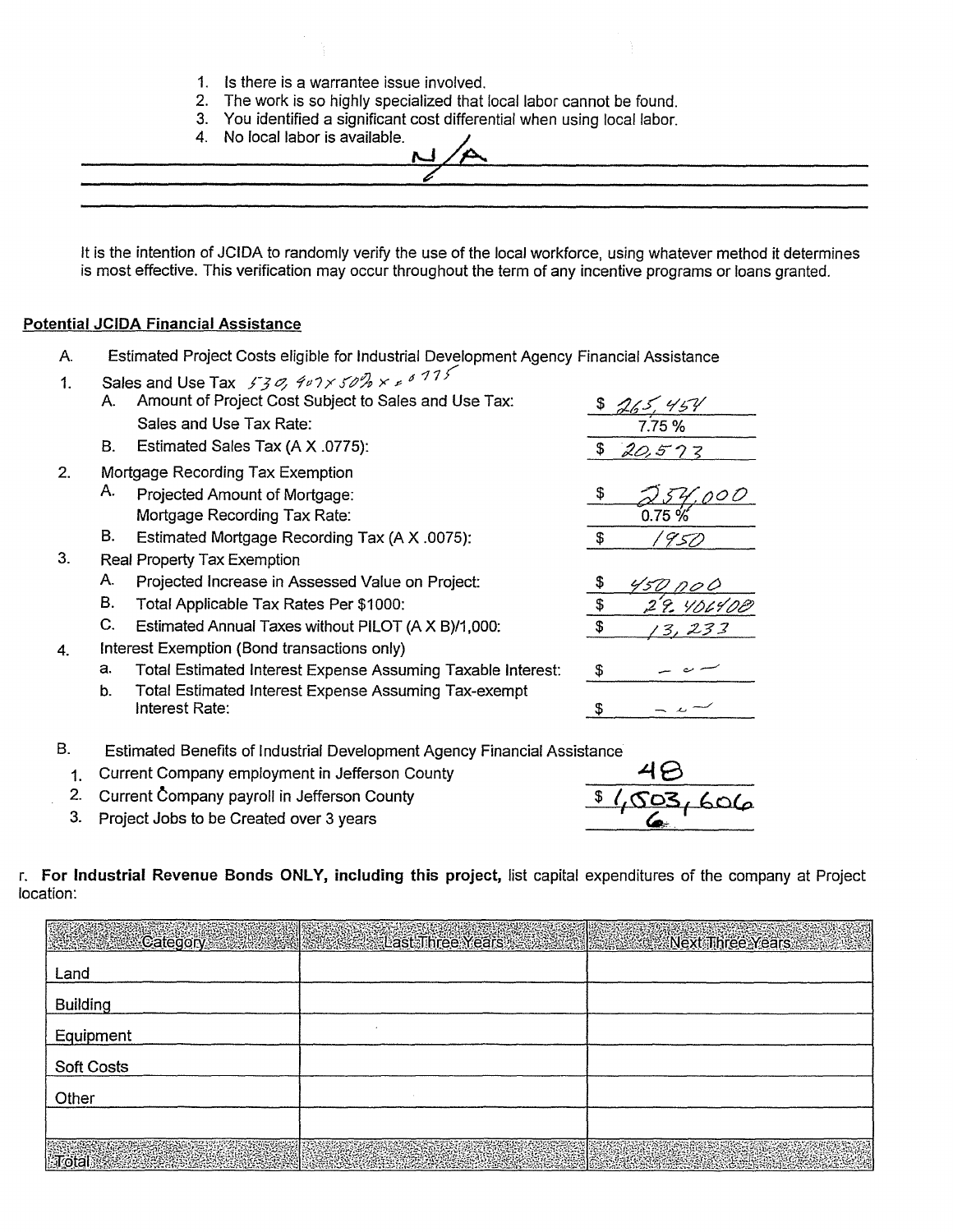1. Is there is a warrantee issue involved.
2. The work is so highly specialized that local labor cannot be found.
3. You identified a significant cost differential when using local labor.
4. No local labor is available.

N/A

It is the intention of JCIDA to randomly verify the use of the local workforce, using whatever method it determines is most effective. This verification may occur throughout the term of any incentive programs or loans granted.

**Potential JCIDA Financial Assistance**

A. Estimated Project Costs eligible for Industrial Development Agency Financial Assistance

1. Sales and Use Tax 530,907 x 50% x .0775
   - A. Amount of Project Cost Subject to Sales and Use Tax: $ 265,454
     Sales and Use Tax Rate: 7.75 %
   - B. Estimated Sales Tax (A X .0775): $ 20,573
2. Mortgage Recording Tax Exemption
   - A. Projected Amount of Mortgage: $ 254,000
     Mortgage Recording Tax Rate: 0.75 %
   - B. Estimated Mortgage Recording Tax (A X .0075): $ 1950
3. Real Property Tax Exemption
   - A. Projected Increase in Assessed Value on Project: $ 450,000
   - B. Total Applicable Tax Rates Per $1000: $ 29.406408
   - C. Estimated Annual Taxes without PILOT (A X B)/1,000: $ 13,233
4. Interest Exemption (Bond transactions only)
   - a. Total Estimated Interest Expense Assuming Taxable Interest: $ —
   - b. Total Estimated Interest Expense Assuming Tax-exempt Interest Rate: $ —

B. Estimated Benefits of Industrial Development Agency Financial Assistance

1. Current Company employment in Jefferson County: 48
2. Current Company payroll in Jefferson County: $ 1,503,606
3. Project Jobs to be Created over 3 years: 6

r. **For Industrial Revenue Bonds ONLY, including this project,** list capital expenditures of the company at Project location:

| Category | Last Three Years | Next Three Years |
|---|---|---|
| Land | | |
| Building | | |
| Equipment | | |
| Soft Costs | | |
| Other | | |
| | | |
| Total | | |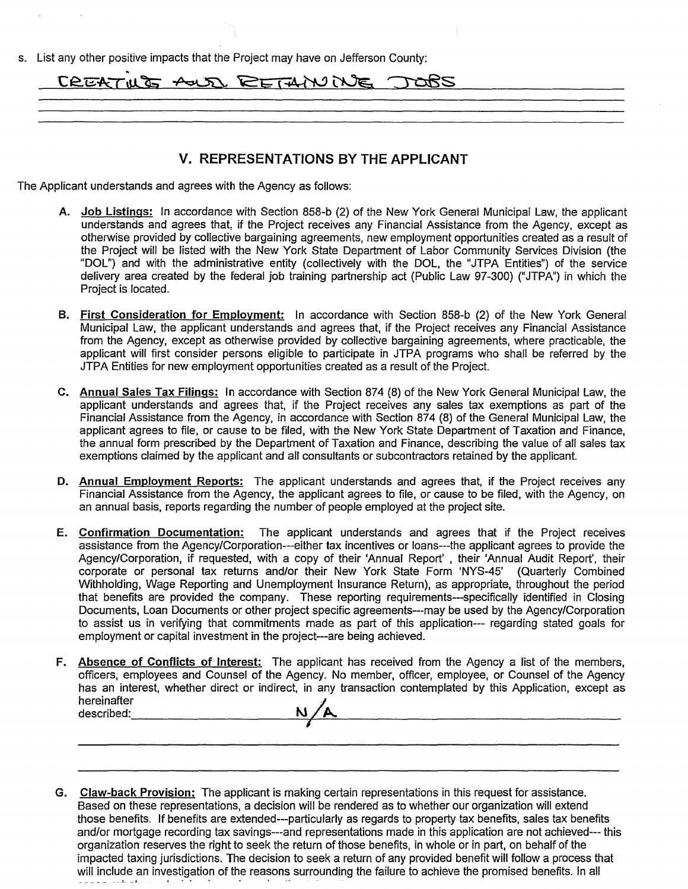s. List any other positive impacts that the Project may have on Jefferson County:

CREATING AND RETAINING JOBS

## V. REPRESENTATIONS BY THE APPLICANT

The Applicant understands and agrees with the Agency as follows:

**A. Job Listings:** In accordance with Section 858-b (2) of the New York General Municipal Law, the applicant understands and agrees that, if the Project receives any Financial Assistance from the Agency, except as otherwise provided by collective bargaining agreements, new employment opportunities created as a result of the Project will be listed with the New York State Department of Labor Community Services Division (the "DOL") and with the administrative entity (collectively with the DOL, the "JTPA Entities") of the service delivery area created by the federal job training partnership act (Public Law 97-300) ("JTPA") in which the Project is located.

**B. First Consideration for Employment:** In accordance with Section 858-b (2) of the New York General Municipal Law, the applicant understands and agrees that, if the Project receives any Financial Assistance from the Agency, except as otherwise provided by collective bargaining agreements, where practicable, the applicant will first consider persons eligible to participate in JTPA programs who shall be referred by the JTPA Entities for new employment opportunities created as a result of the Project.

**C. Annual Sales Tax Filings:** In accordance with Section 874 (8) of the New York General Municipal Law, the applicant understands and agrees that, if the Project receives any sales tax exemptions as part of the Financial Assistance from the Agency, in accordance with Section 874 (8) of the General Municipal Law, the applicant agrees to file, or cause to be filed, with the New York State Department of Taxation and Finance, the annual form prescribed by the Department of Taxation and Finance, describing the value of all sales tax exemptions claimed by the applicant and all consultants or subcontractors retained by the applicant.

**D. Annual Employment Reports:** The applicant understands and agrees that, if the Project receives any Financial Assistance from the Agency, the applicant agrees to file, or cause to be filed, with the Agency, on an annual basis, reports regarding the number of people employed at the project site.

**E. Confirmation Documentation:** The applicant understands and agrees that if the Project receives assistance from the Agency/Corporation---either tax incentives or loans---the applicant agrees to provide the Agency/Corporation, if requested, with a copy of their 'Annual Report' , their 'Annual Audit Report', their corporate or personal tax returns and/or their New York State Form 'NYS-45' (Quarterly Combined Withholding, Wage Reporting and Unemployment Insurance Return), as appropriate, throughout the period that benefits are provided the company. These reporting requirements---specifically identified in Closing Documents, Loan Documents or other project specific agreements---may be used by the Agency/Corporation to assist us in verifying that commitments made as part of this application--- regarding stated goals for employment or capital investment in the project---are being achieved.

**F. Absence of Conflicts of Interest:** The applicant has received from the Agency a list of the members, officers, employees and Counsel of the Agency. No member, officer, employee, or Counsel of the Agency has an interest, whether direct or indirect, in any transaction contemplated by this Application, except as hereinafter described: N/A

**G. Claw-back Provision:** The applicant is making certain representations in this request for assistance. Based on these representations, a decision will be rendered as to whether our organization will extend those benefits. If benefits are extended---particularly as regards to property tax benefits, sales tax benefits and/or mortgage recording tax savings---and representations made in this application are not achieved--- this organization reserves the right to seek the return of those benefits, in whole or in part, on behalf of the impacted taxing jurisdictions. The decision to seek a return of any provided benefit will follow a process that will include an investigation of the reasons surrounding the failure to achieve the promised benefits. In all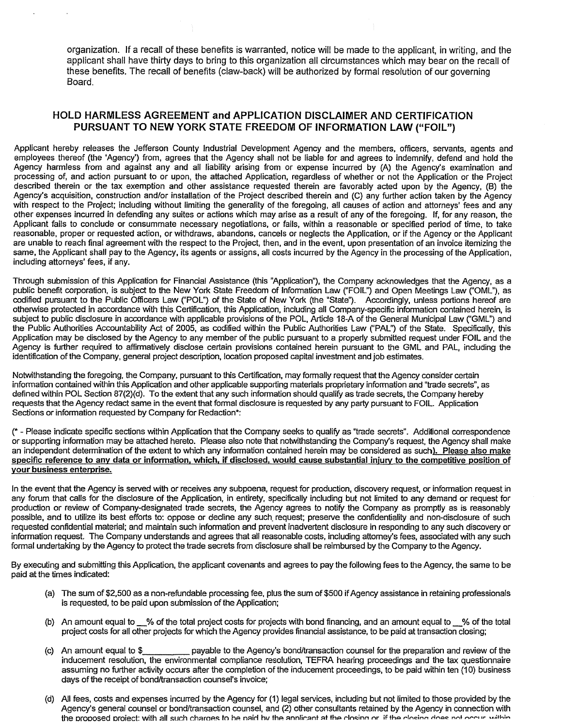organization. If a recall of these benefits is warranted, notice will be made to the applicant, in writing, and the applicant shall have thirty days to bring to this organization all circumstances which may bear on the recall of these benefits. The recall of benefits (claw-back) will be authorized by formal resolution of our governing Board.

## HOLD HARMLESS AGREEMENT and APPLICATION DISCLAIMER AND CERTIFICATION PURSUANT TO NEW YORK STATE FREEDOM OF INFORMATION LAW ("FOIL")

Applicant hereby releases the Jefferson County Industrial Development Agency and the members, officers, servants, agents and employees thereof (the 'Agency') from, agrees that the Agency shall not be liable for and agrees to indemnify, defend and hold the Agency harmless from and against any and all liability arising from or expense incurred by (A) the Agency's examination and processing of, and action pursuant to or upon, the attached Application, regardless of whether or not the Application or the Project described therein or the tax exemption and other assistance requested therein are favorably acted upon by the Agency, (B) the Agency's acquisition, construction and/or installation of the Project described therein and (C) any further action taken by the Agency with respect to the Project; including without limiting the generality of the foregoing, all causes of action and attorneys' fees and any other expenses incurred in defending any suites or actions which may arise as a result of any of the foregoing. If, for any reason, the Applicant fails to conclude or consummate necessary negotiations, or fails, within a reasonable or specified period of time, to take reasonable, proper or requested action, or withdraws, abandons, cancels or neglects the Application, or if the Agency or the Applicant are unable to reach final agreement with the respect to the Project, then, and in the event, upon presentation of an invoice itemizing the same, the Applicant shall pay to the Agency, its agents or assigns, all costs incurred by the Agency in the processing of the Application, including attorneys' fees, if any.

Through submission of this Application for Financial Assistance (this "Application"), the Company acknowledges that the Agency, as a public benefit corporation, is subject to the New York State Freedom of Information Law ("FOIL") and Open Meetings Law ("OML"), as codified pursuant to the Public Officers Law ("POL") of the State of New York (the "State"). Accordingly, unless portions hereof are otherwise protected in accordance with this Certification, this Application, including all Company-specific information contained herein, is subject to public disclosure in accordance with applicable provisions of the POL, Article 18-A of the General Municipal Law ("GML") and the Public Authorities Accountability Act of 2005, as codified within the Public Authorities Law ("PAL") of the State. Specifically, this Application may be disclosed by the Agency to any member of the public pursuant to a properly submitted request under FOIL and the Agency is further required to affirmatively disclose certain provisions contained herein pursuant to the GML and PAL, including the identification of the Company, general project description, location proposed capital investment and job estimates.

Notwithstanding the foregoing, the Company, pursuant to this Certification, may formally request that the Agency consider certain information contained within this Application and other applicable supporting materials proprietary information and "trade secrets", as defined within POL Section 87(2)(d). To the extent that any such information should qualify as trade secrets, the Company hereby requests that the Agency redact same in the event that formal disclosure is requested by any party pursuant to FOIL. Application Sections or information requested by Company for Redaction*:

(* - Please indicate specific sections within Application that the Company seeks to qualify as "trade secrets". Additional correspondence or supporting information may be attached hereto. Please also note that notwithstanding the Company's request, the Agency shall make an independent determination of the extent to which any information contained herein may be considered as such). **Please also make specific reference to any data or information, which, if disclosed, would cause substantial injury to the competitive position of your business enterprise.**

In the event that the Agency is served with or receives any subpoena, request for production, discovery request, or information request in any forum that calls for the disclosure of the Application, in entirety, specifically including but not limited to any demand or request for production or review of Company-designated trade secrets, the Agency agrees to notify the Company as promptly as is reasonably possible, and to utilize its best efforts to: oppose or decline any such request; preserve the confidentiality and non-disclosure of such requested confidential material; and maintain such information and prevent inadvertent disclosure in responding to any such discovery or information request. The Company understands and agrees that all reasonable costs, including attorney's fees, associated with any such formal undertaking by the Agency to protect the trade secrets from disclosure shall be reimbursed by the Company to the Agency.

By executing and submitting this Application, the applicant covenants and agrees to pay the following fees to the Agency, the same to be paid at the times indicated:

(a) The sum of $2,500 as a non-refundable processing fee, plus the sum of $500 if Agency assistance in retaining professionals is requested, to be paid upon submission of the Application;

(b) An amount equal to __% of the total project costs for projects with bond financing, and an amount equal to __% of the total project costs for all other projects for which the Agency provides financial assistance, to be paid at transaction closing;

(c) An amount equal to $__________ payable to the Agency's bond/transaction counsel for the preparation and review of the inducement resolution, the environmental compliance resolution, TEFRA hearing proceedings and the tax questionnaire assuming no further activity occurs after the completion of the inducement proceedings, to be paid within ten (10) business days of the receipt of bond/transaction counsel's invoice;

(d) All fees, costs and expenses incurred by the Agency for (1) legal services, including but not limited to those provided by the Agency's general counsel or bond/transaction counsel, and (2) other consultants retained by the Agency in connection with the proposed project; with all such charges to be paid by the applicant at the closing or, if the closing does not occur, within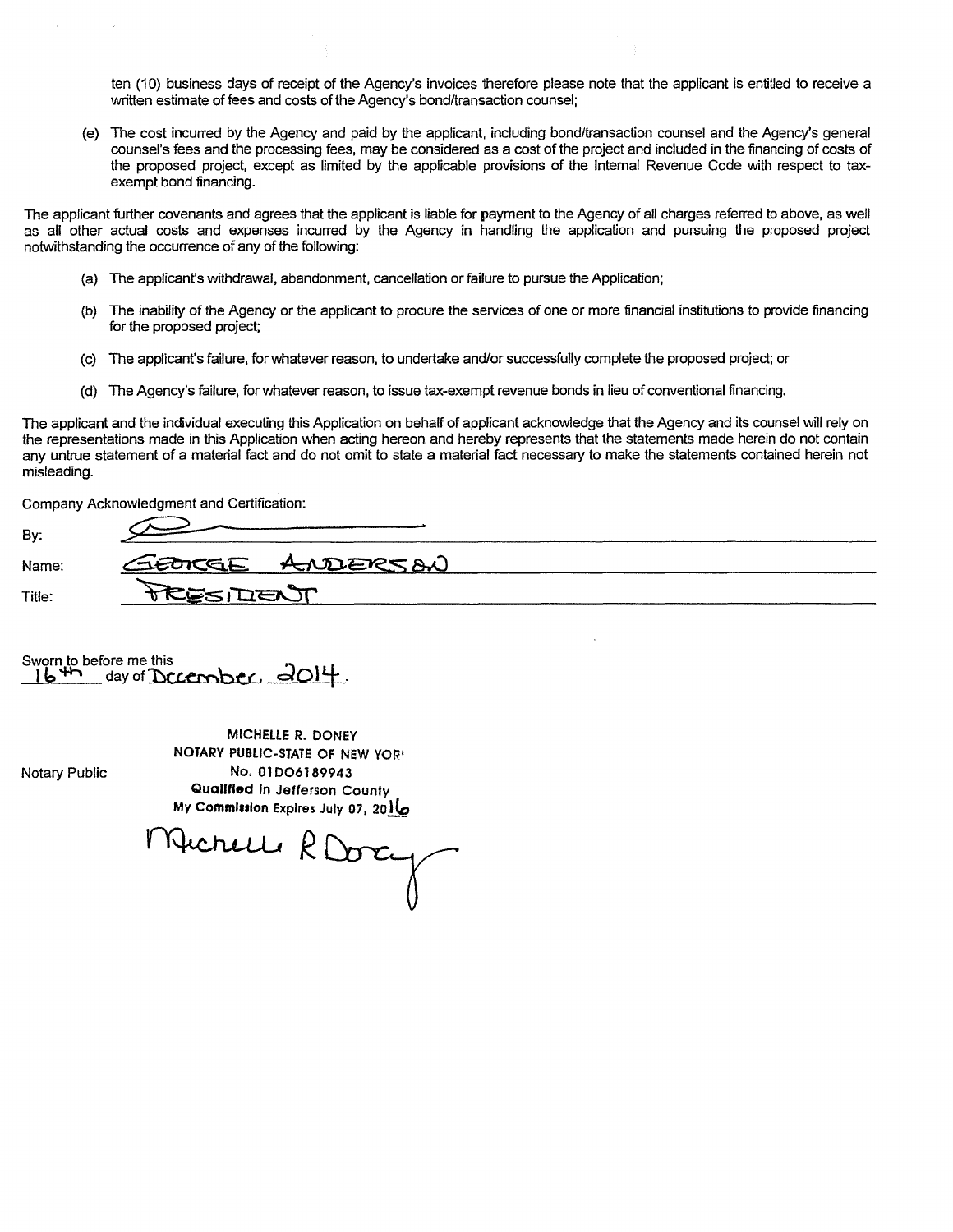ten (10) business days of receipt of the Agency's invoices therefore please note that the applicant is entitled to receive a written estimate of fees and costs of the Agency's bond/transaction counsel;

(e) The cost incurred by the Agency and paid by the applicant, including bond/transaction counsel and the Agency's general counsel's fees and the processing fees, may be considered as a cost of the project and included in the financing of costs of the proposed project, except as limited by the applicable provisions of the Internal Revenue Code with respect to tax-exempt bond financing.

The applicant further covenants and agrees that the applicant is liable for payment to the Agency of all charges referred to above, as well as all other actual costs and expenses incurred by the Agency in handling the application and pursuing the proposed project notwithstanding the occurrence of any of the following:

(a) The applicant's withdrawal, abandonment, cancellation or failure to pursue the Application;

(b) The inability of the Agency or the applicant to procure the services of one or more financial institutions to provide financing for the proposed project;

(c) The applicant's failure, for whatever reason, to undertake and/or successfully complete the proposed project; or

(d) The Agency's failure, for whatever reason, to issue tax-exempt revenue bonds in lieu of conventional financing.

The applicant and the individual executing this Application on behalf of applicant acknowledge that the Agency and its counsel will rely on the representations made in this Application when acting hereon and hereby represents that the statements made herein do not contain any untrue statement of a material fact and do not omit to state a material fact necessary to make the statements contained herein not misleading.

Company Acknowledgment and Certification:

By: [signature]

Name: GEORGE ANDERSON

Title: PRESIDENT

Sworn to before me this 16th day of December, 2014.

Notary Public

MICHELLE R. DONEY
NOTARY PUBLIC-STATE OF NEW YORK
No. 01DO6189943
Qualified in Jefferson County
My Commission Expires July 07, 2016

[signature: Michelle R Doney]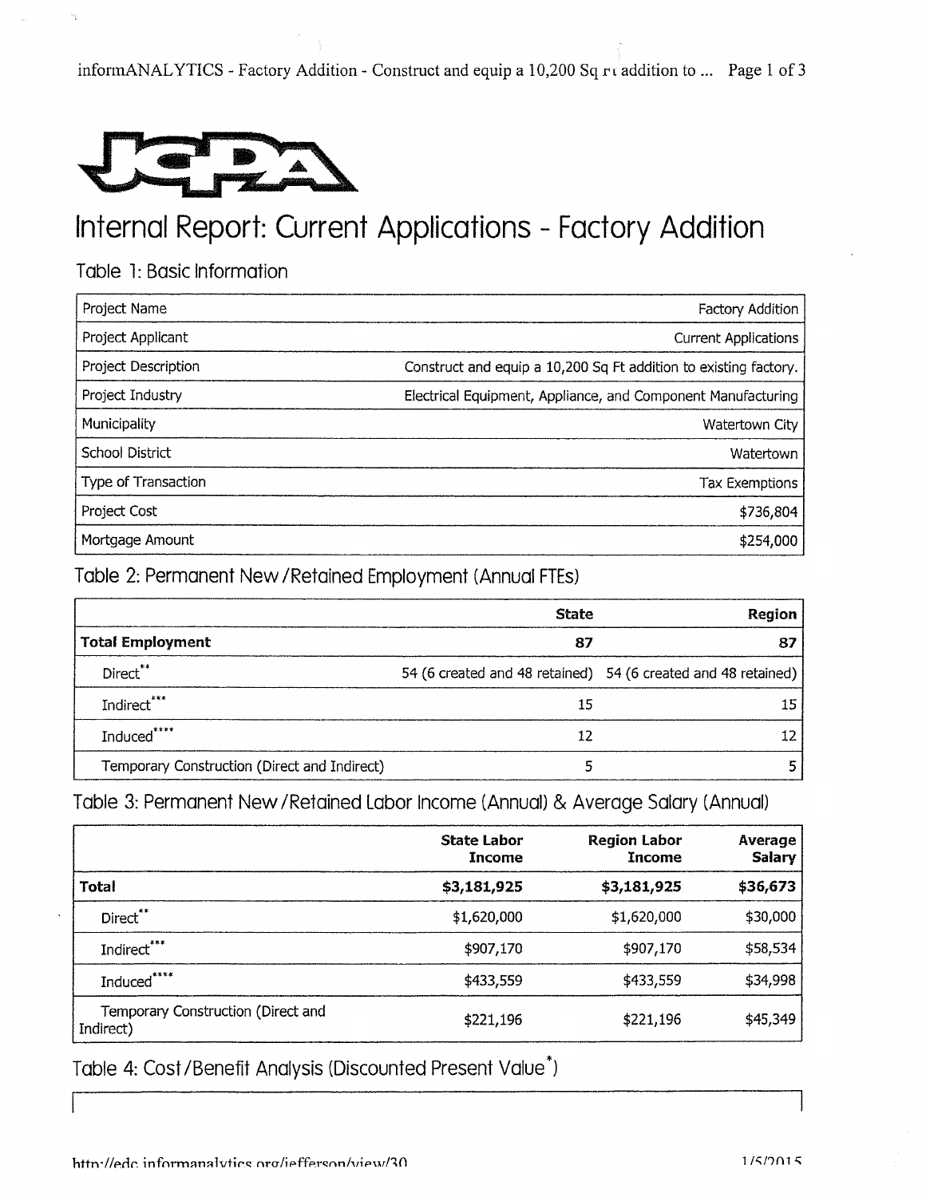# Internal Report: Current Applications - Factory Addition

## Table 1: Basic Information

| | |
|---|---|
| Project Name | Factory Addition |
| Project Applicant | Current Applications |
| Project Description | Construct and equip a 10,200 Sq Ft addition to existing factory. |
| Project Industry | Electrical Equipment, Appliance, and Component Manufacturing |
| Municipality | Watertown City |
| School District | Watertown |
| Type of Transaction | Tax Exemptions |
| Project Cost | $736,804 |
| Mortgage Amount | $254,000 |

## Table 2: Permanent New/Retained Employment (Annual FTEs)

| | State | Region |
|---|---|---|
| **Total Employment** | **87** | **87** |
| Direct** | 54 (6 created and 48 retained) | 54 (6 created and 48 retained) |
| Indirect*** | 15 | 15 |
| Induced**** | 12 | 12 |
| Temporary Construction (Direct and Indirect) | 5 | 5 |

## Table 3: Permanent New/Retained Labor Income (Annual) & Average Salary (Annual)

| | State Labor Income | Region Labor Income | Average Salary |
|---|---|---|---|
| **Total** | **$3,181,925** | **$3,181,925** | **$36,673** |
| Direct** | $1,620,000 | $1,620,000 | $30,000 |
| Indirect*** | $907,170 | $907,170 | $58,534 |
| Induced**** | $433,559 | $433,559 | $34,998 |
| Temporary Construction (Direct and Indirect) | $221,196 | $221,196 | $45,349 |

## Table 4: Cost/Benefit Analysis (Discounted Present Value*)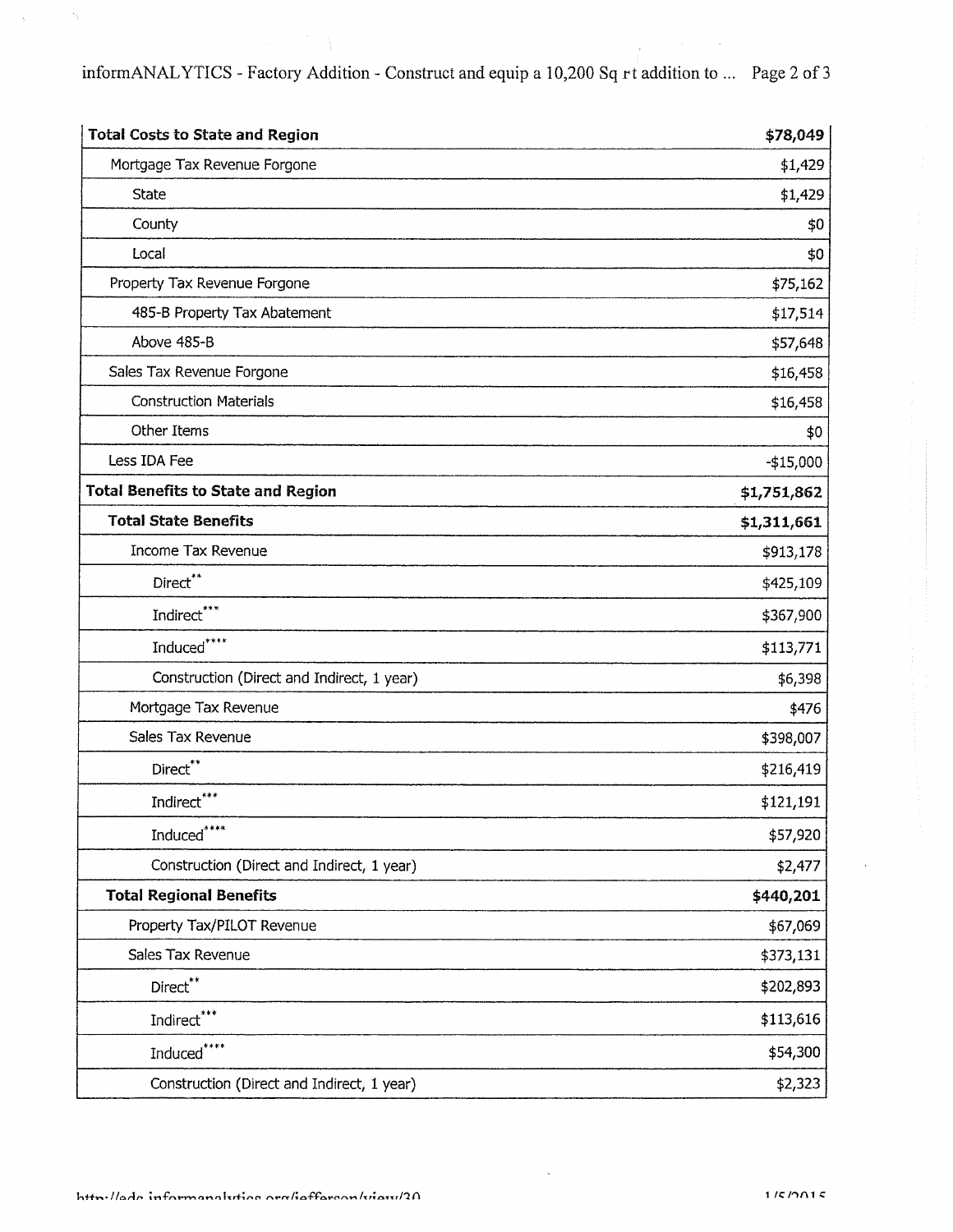| Total Costs to State and Region | $78,049 |
|---|---|
| Mortgage Tax Revenue Forgone | $1,429 |
| State | $1,429 |
| County | $0 |
| Local | $0 |
| Property Tax Revenue Forgone | $75,162 |
| 485-B Property Tax Abatement | $17,514 |
| Above 485-B | $57,648 |
| Sales Tax Revenue Forgone | $16,458 |
| Construction Materials | $16,458 |
| Other Items | $0 |
| Less IDA Fee | -$15,000 |
| **Total Benefits to State and Region** | **$1,751,862** |
| **Total State Benefits** | **$1,311,661** |
| Income Tax Revenue | $913,178 |
| Direct** | $425,109 |
| Indirect*** | $367,900 |
| Induced**** | $113,771 |
| Construction (Direct and Indirect, 1 year) | $6,398 |
| Mortgage Tax Revenue | $476 |
| Sales Tax Revenue | $398,007 |
| Direct** | $216,419 |
| Indirect*** | $121,191 |
| Induced**** | $57,920 |
| Construction (Direct and Indirect, 1 year) | $2,477 |
| **Total Regional Benefits** | **$440,201** |
| Property Tax/PILOT Revenue | $67,069 |
| Sales Tax Revenue | $373,131 |
| Direct** | $202,893 |
| Indirect*** | $113,616 |
| Induced**** | $54,300 |
| Construction (Direct and Indirect, 1 year) | $2,323 |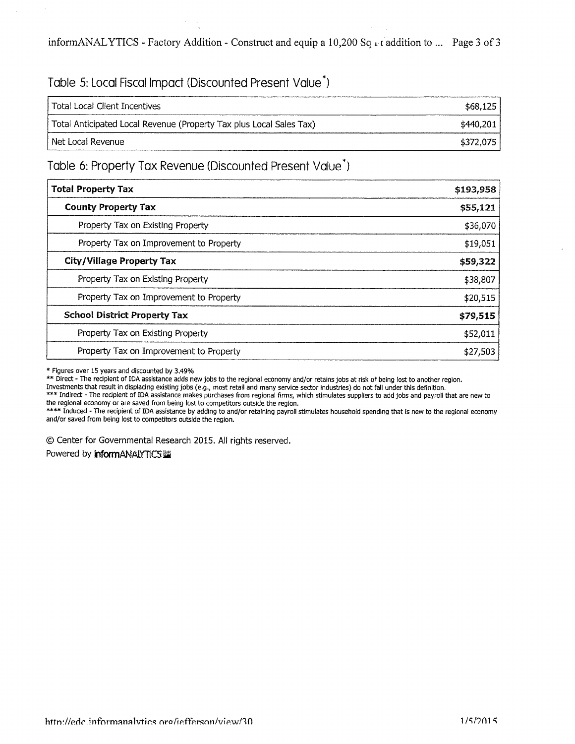## Table 5: Local Fiscal Impact (Discounted Present Value*)

| | |
|---|---|
| Total Local Client Incentives | $68,125 |
| Total Anticipated Local Revenue (Property Tax plus Local Sales Tax) | $440,201 |
| Net Local Revenue | $372,075 |

## Table 6: Property Tax Revenue (Discounted Present Value*)

| | |
|---|---|
| **Total Property Tax** | **$193,958** |
| **County Property Tax** | **$55,121** |
| Property Tax on Existing Property | $36,070 |
| Property Tax on Improvement to Property | $19,051 |
| **City/Village Property Tax** | **$59,322** |
| Property Tax on Existing Property | $38,807 |
| Property Tax on Improvement to Property | $20,515 |
| **School District Property Tax** | **$79,515** |
| Property Tax on Existing Property | $52,011 |
| Property Tax on Improvement to Property | $27,503 |

\* Figures over 15 years and discounted by 3.49%

\*\* Direct - The recipient of IDA assistance adds new jobs to the regional economy and/or retains jobs at risk of being lost to another region. Investments that result in displacing existing jobs (e.g., most retail and many service sector industries) do not fall under this definition.

\*\*\* Indirect - The recipient of IDA assistance makes purchases from regional firms, which stimulates suppliers to add jobs and payroll that are new to the regional economy or are saved from being lost to competitors outside the region.

\*\*\*\* Induced - The recipient of IDA assistance by adding to and/or retaining payroll stimulates household spending that is new to the regional economy and/or saved from being lost to competitors outside the region.

© Center for Governmental Research 2015. All rights reserved.

Powered by informANALYTICS